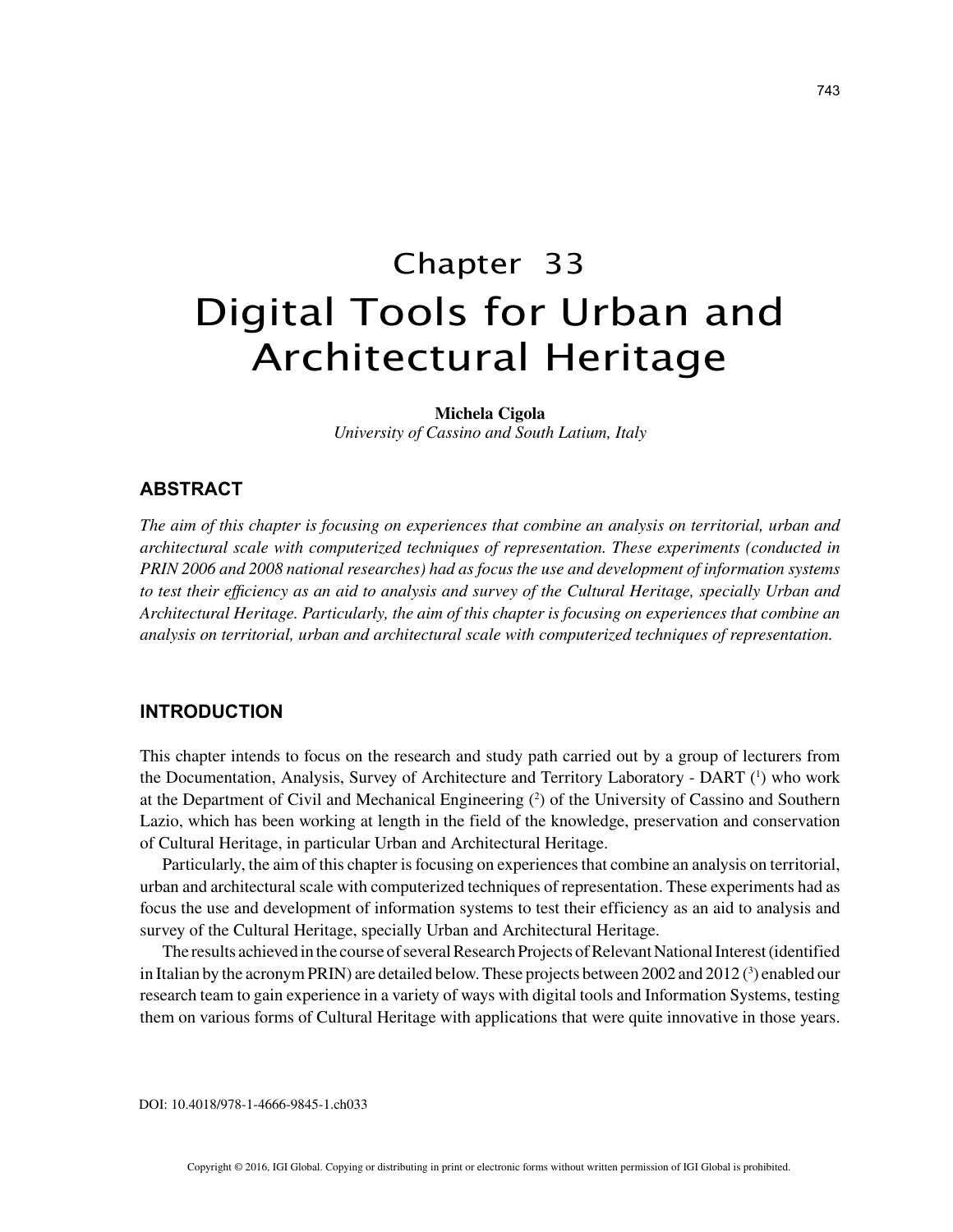# Chapter 33
# Digital Tools for Urban and Architectural Heritage

**Michela Cigola**
*University of Cassino and South Latium, Italy*

## ABSTRACT

*The aim of this chapter is focusing on experiences that combine an analysis on territorial, urban and architectural scale with computerized techniques of representation. These experiments (conducted in PRIN 2006 and 2008 national researches) had as focus the use and development of information systems to test their efficiency as an aid to analysis and survey of the Cultural Heritage, specially Urban and Architectural Heritage. Particularly, the aim of this chapter is focusing on experiences that combine an analysis on territorial, urban and architectural scale with computerized techniques of representation.*

## INTRODUCTION

This chapter intends to focus on the research and study path carried out by a group of lecturers from the Documentation, Analysis, Survey of Architecture and Territory Laboratory - DART ([1]) who work at the Department of Civil and Mechanical Engineering ([2]) of the University of Cassino and Southern Lazio, which has been working at length in the field of the knowledge, preservation and conservation of Cultural Heritage, in particular Urban and Architectural Heritage.

Particularly, the aim of this chapter is focusing on experiences that combine an analysis on territorial, urban and architectural scale with computerized techniques of representation. These experiments had as focus the use and development of information systems to test their efficiency as an aid to analysis and survey of the Cultural Heritage, specially Urban and Architectural Heritage.

The results achieved in the course of several Research Projects of Relevant National Interest (identified in Italian by the acronym PRIN) are detailed below. These projects between 2002 and 2012 ([3]) enabled our research team to gain experience in a variety of ways with digital tools and Information Systems, testing them on various forms of Cultural Heritage with applications that were quite innovative in those years.

DOI: 10.4018/978-1-4666-9845-1.ch033

Copyright © 2016, IGI Global. Copying or distributing in print or electronic forms without written permission of IGI Global is prohibited.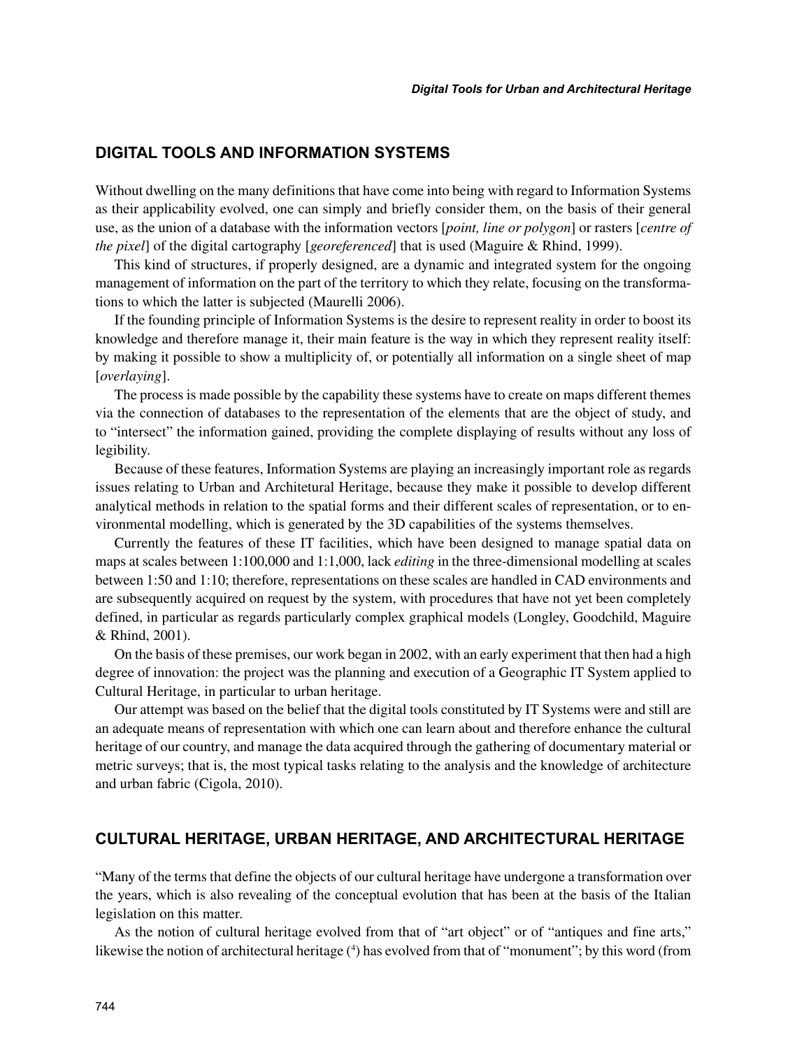## DIGITAL TOOLS AND INFORMATION SYSTEMS

Without dwelling on the many definitions that have come into being with regard to Information Systems as their applicability evolved, one can simply and briefly consider them, on the basis of their general use, as the union of a database with the information vectors [*point, line or polygon*] or rasters [*centre of the pixel*] of the digital cartography [*georeferenced*] that is used (Maguire & Rhind, 1999).

This kind of structures, if properly designed, are a dynamic and integrated system for the ongoing management of information on the part of the territory to which they relate, focusing on the transformations to which the latter is subjected (Maurelli 2006).

If the founding principle of Information Systems is the desire to represent reality in order to boost its knowledge and therefore manage it, their main feature is the way in which they represent reality itself: by making it possible to show a multiplicity of, or potentially all information on a single sheet of map [*overlaying*].

The process is made possible by the capability these systems have to create on maps different themes via the connection of databases to the representation of the elements that are the object of study, and to "intersect" the information gained, providing the complete displaying of results without any loss of legibility.

Because of these features, Information Systems are playing an increasingly important role as regards issues relating to Urban and Architetural Heritage, because they make it possible to develop different analytical methods in relation to the spatial forms and their different scales of representation, or to environmental modelling, which is generated by the 3D capabilities of the systems themselves.

Currently the features of these IT facilities, which have been designed to manage spatial data on maps at scales between 1:100,000 and 1:1,000, lack *editing* in the three-dimensional modelling at scales between 1:50 and 1:10; therefore, representations on these scales are handled in CAD environments and are subsequently acquired on request by the system, with procedures that have not yet been completely defined, in particular as regards particularly complex graphical models (Longley, Goodchild, Maguire & Rhind, 2001).

On the basis of these premises, our work began in 2002, with an early experiment that then had a high degree of innovation: the project was the planning and execution of a Geographic IT System applied to Cultural Heritage, in particular to urban heritage.

Our attempt was based on the belief that the digital tools constituted by IT Systems were and still are an adequate means of representation with which one can learn about and therefore enhance the cultural heritage of our country, and manage the data acquired through the gathering of documentary material or metric surveys; that is, the most typical tasks relating to the analysis and the knowledge of architecture and urban fabric (Cigola, 2010).

## CULTURAL HERITAGE, URBAN HERITAGE, AND ARCHITECTURAL HERITAGE

"Many of the terms that define the objects of our cultural heritage have undergone a transformation over the years, which is also revealing of the conceptual evolution that has been at the basis of the Italian legislation on this matter.

As the notion of cultural heritage evolved from that of "art object" or of "antiques and fine arts," likewise the notion of architectural heritage ([4]) has evolved from that of "monument"; by this word (from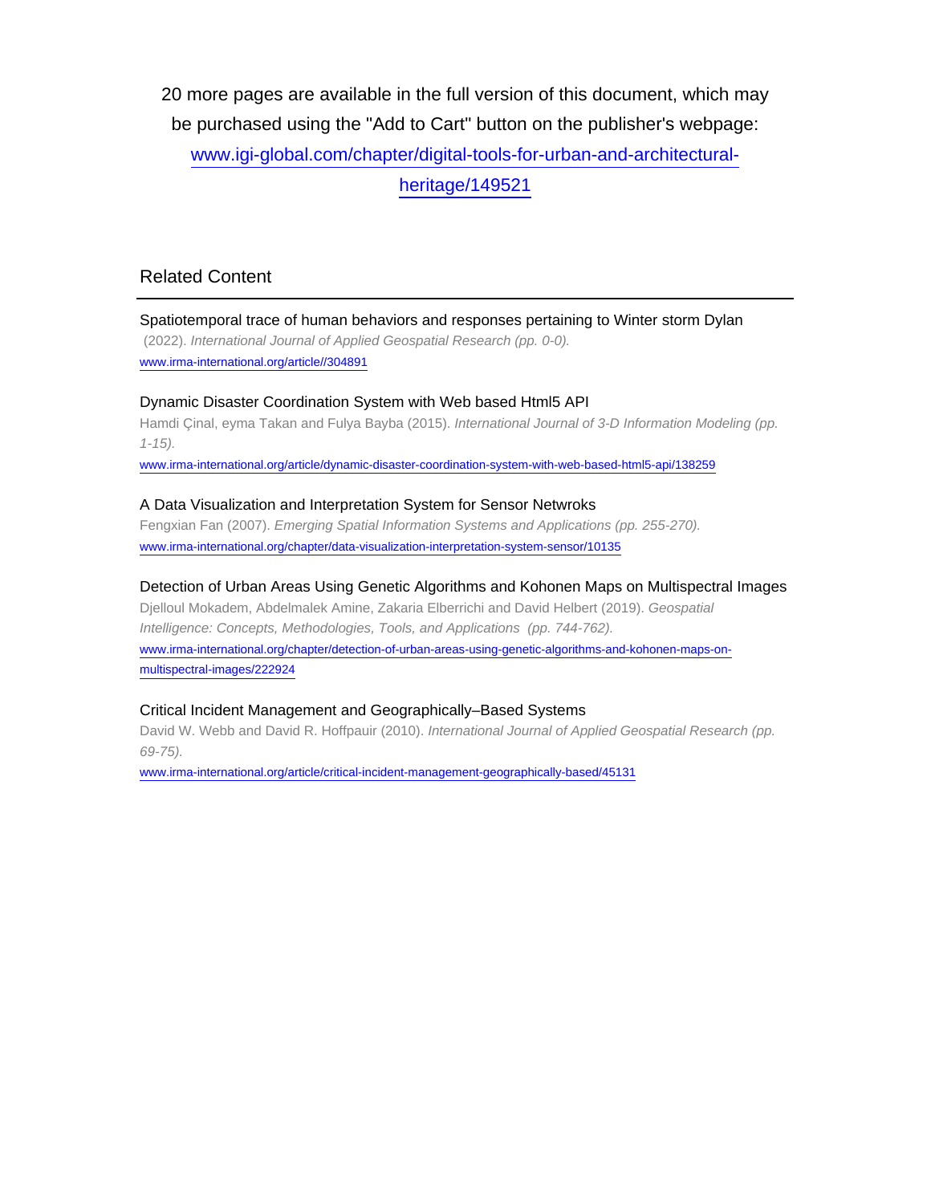20 more pages are available in the full version of this document, which may be purchased using the "Add to Cart" button on the publisher's webpage: [www.igi-global.com/chapter/digital-tools-for-urban-and-architectural-heritage/149521](www.igi-global.com/chapter/digital-tools-for-urban-and-architectural-heritage/149521)

## Related Content

Spatiotemporal trace of human behaviors and responses pertaining to Winter storm Dylan
(2022). *International Journal of Applied Geospatial Research (pp. 0-0).*
[www.irma-international.org/article//304891](www.irma-international.org/article//304891)

Dynamic Disaster Coordination System with Web based Html5 API
Hamdi Çinal, eyma Takan and Fulya Bayba (2015). *International Journal of 3-D Information Modeling (pp. 1-15).*
[www.irma-international.org/article/dynamic-disaster-coordination-system-with-web-based-html5-api/138259](www.irma-international.org/article/dynamic-disaster-coordination-system-with-web-based-html5-api/138259)

A Data Visualization and Interpretation System for Sensor Netwroks
Fengxian Fan (2007). *Emerging Spatial Information Systems and Applications (pp. 255-270).*
[www.irma-international.org/chapter/data-visualization-interpretation-system-sensor/10135](www.irma-international.org/chapter/data-visualization-interpretation-system-sensor/10135)

Detection of Urban Areas Using Genetic Algorithms and Kohonen Maps on Multispectral Images
Djelloul Mokadem, Abdelmalek Amine, Zakaria Elberrichi and David Helbert (2019). *Geospatial Intelligence: Concepts, Methodologies, Tools, and Applications (pp. 744-762).*
[www.irma-international.org/chapter/detection-of-urban-areas-using-genetic-algorithms-and-kohonen-maps-on-multispectral-images/222924](www.irma-international.org/chapter/detection-of-urban-areas-using-genetic-algorithms-and-kohonen-maps-on-multispectral-images/222924)

Critical Incident Management and Geographically–Based Systems
David W. Webb and David R. Hoffpauir (2010). *International Journal of Applied Geospatial Research (pp. 69-75).*
[www.irma-international.org/article/critical-incident-management-geographically-based/45131](www.irma-international.org/article/critical-incident-management-geographically-based/45131)